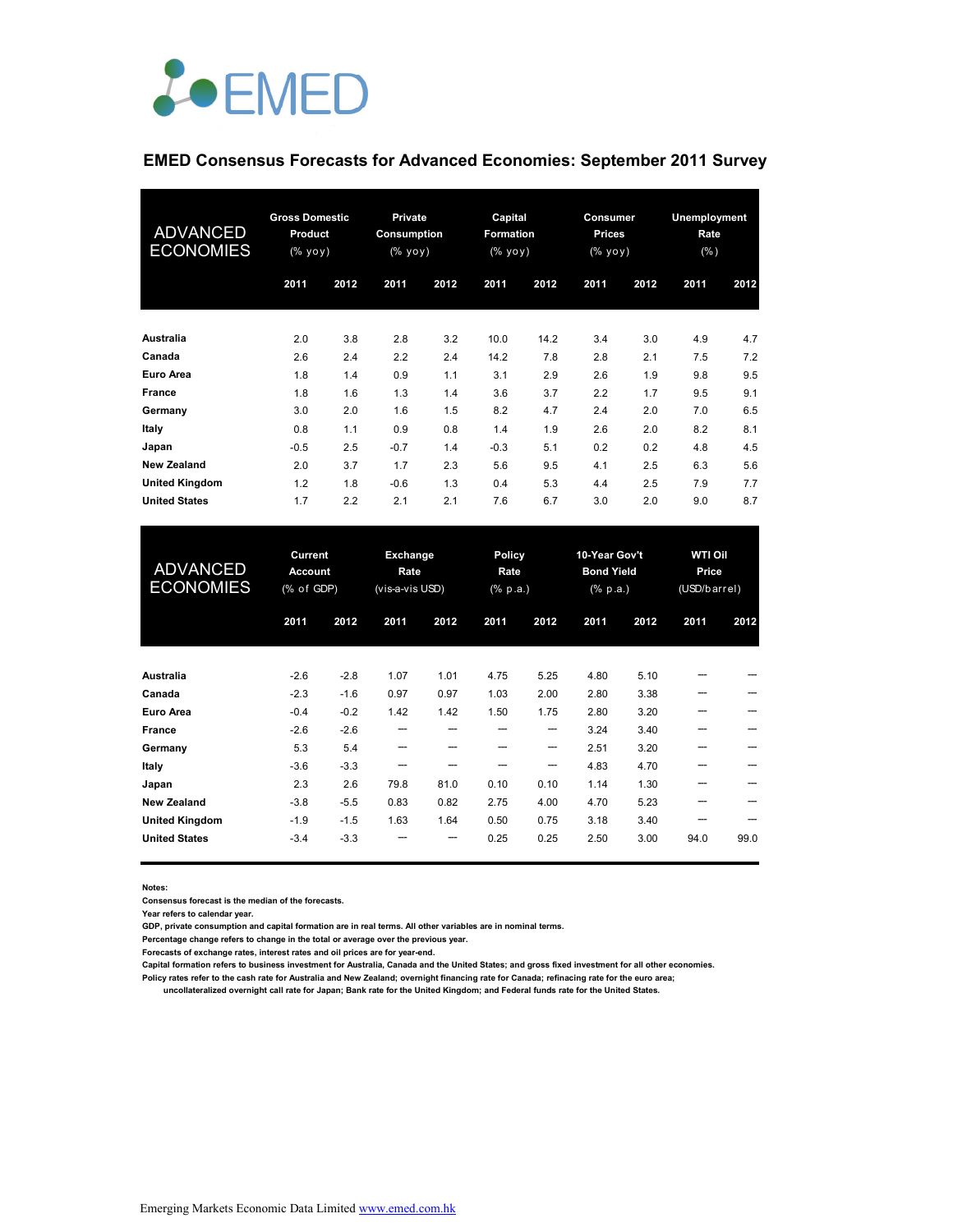EMED

# EMED Consensus Forecasts for Advanced Economies: September 2011 Survey

| ADVANCED ECONOMIES | Gross Domestic Product (% yoy) | | Private Consumption (% yoy) | | Capital Formation (% yoy) | | Consumer Prices (% yoy) | | Unemployment Rate (%) | |
|---|---|---|---|---|---|---|---|---|---|---|
| | 2011 | 2012 | 2011 | 2012 | 2011 | 2012 | 2011 | 2012 | 2011 | 2012 |
| Australia | 2.0 | 3.8 | 2.8 | 3.2 | 10.0 | 14.2 | 3.4 | 3.0 | 4.9 | 4.7 |
| Canada | 2.6 | 2.4 | 2.2 | 2.4 | 14.2 | 7.8 | 2.8 | 2.1 | 7.5 | 7.2 |
| Euro Area | 1.8 | 1.4 | 0.9 | 1.1 | 3.1 | 2.9 | 2.6 | 1.9 | 9.8 | 9.5 |
| France | 1.8 | 1.6 | 1.3 | 1.4 | 3.6 | 3.7 | 2.2 | 1.7 | 9.5 | 9.1 |
| Germany | 3.0 | 2.0 | 1.6 | 1.5 | 8.2 | 4.7 | 2.4 | 2.0 | 7.0 | 6.5 |
| Italy | 0.8 | 1.1 | 0.9 | 0.8 | 1.4 | 1.9 | 2.6 | 2.0 | 8.2 | 8.1 |
| Japan | -0.5 | 2.5 | -0.7 | 1.4 | -0.3 | 5.1 | 0.2 | 0.2 | 4.8 | 4.5 |
| New Zealand | 2.0 | 3.7 | 1.7 | 2.3 | 5.6 | 9.5 | 4.1 | 2.5 | 6.3 | 5.6 |
| United Kingdom | 1.2 | 1.8 | -0.6 | 1.3 | 0.4 | 5.3 | 4.4 | 2.5 | 7.9 | 7.7 |
| United States | 1.7 | 2.2 | 2.1 | 2.1 | 7.6 | 6.7 | 3.0 | 2.0 | 9.0 | 8.7 |

| ADVANCED ECONOMIES | Current Account (% of GDP) | | Exchange Rate (vis-a-vis USD) | | Policy Rate (% p.a.) | | 10-Year Gov't Bond Yield (% p.a.) | | WTI Oil Price (USD/barrel) | |
|---|---|---|---|---|---|---|---|---|---|---|
| | 2011 | 2012 | 2011 | 2012 | 2011 | 2012 | 2011 | 2012 | 2011 | 2012 |
| Australia | -2.6 | -2.8 | 1.07 | 1.01 | 4.75 | 5.25 | 4.80 | 5.10 | --- | --- |
| Canada | -2.3 | -1.6 | 0.97 | 0.97 | 1.03 | 2.00 | 2.80 | 3.38 | --- | --- |
| Euro Area | -0.4 | -0.2 | 1.42 | 1.42 | 1.50 | 1.75 | 2.80 | 3.20 | --- | --- |
| France | -2.6 | -2.6 | --- | --- | --- | --- | 3.24 | 3.40 | --- | --- |
| Germany | 5.3 | 5.4 | --- | --- | --- | --- | 2.51 | 3.20 | --- | --- |
| Italy | -3.6 | -3.3 | --- | --- | --- | --- | 4.83 | 4.70 | --- | --- |
| Japan | 2.3 | 2.6 | 79.8 | 81.0 | 0.10 | 0.10 | 1.14 | 1.30 | --- | --- |
| New Zealand | -3.8 | -5.5 | 0.83 | 0.82 | 2.75 | 4.00 | 4.70 | 5.23 | --- | --- |
| United Kingdom | -1.9 | -1.5 | 1.63 | 1.64 | 0.50 | 0.75 | 3.18 | 3.40 | --- | --- |
| United States | -3.4 | -3.3 | --- | --- | 0.25 | 0.25 | 2.50 | 3.00 | 94.0 | 99.0 |

**Notes:**
Consensus forecast is the median of the forecasts.
Year refers to calendar year.
GDP, private consumption and capital formation are in real terms. All other variables are in nominal terms.
Percentage change refers to change in the total or average over the previous year.
Forecasts of exchange rates, interest rates and oil prices are for year-end.
Capital formation refers to business investment for Australia, Canada and the United States; and gross fixed investment for all other economies.
Policy rates refer to the cash rate for Australia and New Zealand; overnight financing rate for Canada; refinacing rate for the euro area;
uncollateralized overnight call rate for Japan; Bank rate for the United Kingdom; and Federal funds rate for the United States.

Emerging Markets Economic Data Limited www.emed.com.hk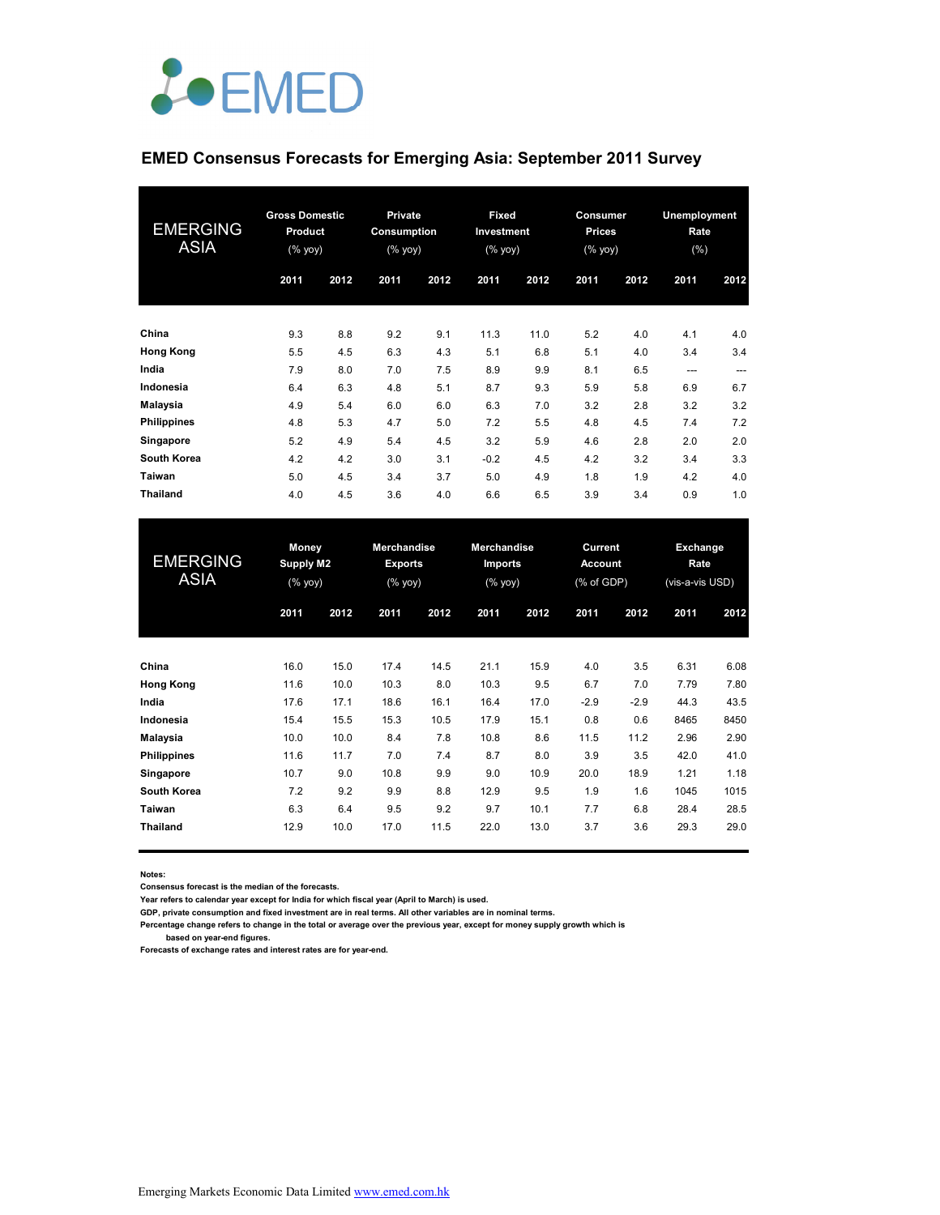EMED

## EMED Consensus Forecasts for Emerging Asia: September 2011 Survey

| EMERGING ASIA | Gross Domestic Product (% yoy) | | Private Consumption (% yoy) | | Fixed Investment (% yoy) | | Consumer Prices (% yoy) | | Unemployment Rate (%) | |
|---|---|---|---|---|---|---|---|---|---|---|
| | 2011 | 2012 | 2011 | 2012 | 2011 | 2012 | 2011 | 2012 | 2011 | 2012 |
| **China** | 9.3 | 8.8 | 9.2 | 9.1 | 11.3 | 11.0 | 5.2 | 4.0 | 4.1 | 4.0 |
| **Hong Kong** | 5.5 | 4.5 | 6.3 | 4.3 | 5.1 | 6.8 | 5.1 | 4.0 | 3.4 | 3.4 |
| **India** | 7.9 | 8.0 | 7.0 | 7.5 | 8.9 | 9.9 | 8.1 | 6.5 | --- | --- |
| **Indonesia** | 6.4 | 6.3 | 4.8 | 5.1 | 8.7 | 9.3 | 5.9 | 5.8 | 6.9 | 6.7 |
| **Malaysia** | 4.9 | 5.4 | 6.0 | 6.0 | 6.3 | 7.0 | 3.2 | 2.8 | 3.2 | 3.2 |
| **Philippines** | 4.8 | 5.3 | 4.7 | 5.0 | 7.2 | 5.5 | 4.8 | 4.5 | 7.4 | 7.2 |
| **Singapore** | 5.2 | 4.9 | 5.4 | 4.5 | 3.2 | 5.9 | 4.6 | 2.8 | 2.0 | 2.0 |
| **South Korea** | 4.2 | 4.2 | 3.0 | 3.1 | -0.2 | 4.5 | 4.2 | 3.2 | 3.4 | 3.3 |
| **Taiwan** | 5.0 | 4.5 | 3.4 | 3.7 | 5.0 | 4.9 | 1.8 | 1.9 | 4.2 | 4.0 |
| **Thailand** | 4.0 | 4.5 | 3.6 | 4.0 | 6.6 | 6.5 | 3.9 | 3.4 | 0.9 | 1.0 |

| EMERGING ASIA | Money Supply M2 (% yoy) | | Merchandise Exports (% yoy) | | Merchandise Imports (% yoy) | | Current Account (% of GDP) | | Exchange Rate (vis-a-vis USD) | |
|---|---|---|---|---|---|---|---|---|---|---|
| | 2011 | 2012 | 2011 | 2012 | 2011 | 2012 | 2011 | 2012 | 2011 | 2012 |
| **China** | 16.0 | 15.0 | 17.4 | 14.5 | 21.1 | 15.9 | 4.0 | 3.5 | 6.31 | 6.08 |
| **Hong Kong** | 11.6 | 10.0 | 10.3 | 8.0 | 10.3 | 9.5 | 6.7 | 7.0 | 7.79 | 7.80 |
| **India** | 17.6 | 17.1 | 18.6 | 16.1 | 16.4 | 17.0 | -2.9 | -2.9 | 44.3 | 43.5 |
| **Indonesia** | 15.4 | 15.5 | 15.3 | 10.5 | 17.9 | 15.1 | 0.8 | 0.6 | 8465 | 8450 |
| **Malaysia** | 10.0 | 10.0 | 8.4 | 7.8 | 10.8 | 8.6 | 11.5 | 11.2 | 2.96 | 2.90 |
| **Philippines** | 11.6 | 11.7 | 7.0 | 7.4 | 8.7 | 8.0 | 3.9 | 3.5 | 42.0 | 41.0 |
| **Singapore** | 10.7 | 9.0 | 10.8 | 9.9 | 9.0 | 10.9 | 20.0 | 18.9 | 1.21 | 1.18 |
| **South Korea** | 7.2 | 9.2 | 9.9 | 8.8 | 12.9 | 9.5 | 1.9 | 1.6 | 1045 | 1015 |
| **Taiwan** | 6.3 | 6.4 | 9.5 | 9.2 | 9.7 | 10.1 | 7.7 | 6.8 | 28.4 | 28.5 |
| **Thailand** | 12.9 | 10.0 | 17.0 | 11.5 | 22.0 | 13.0 | 3.7 | 3.6 | 29.3 | 29.0 |

**Notes:**
**Consensus forecast is the median of the forecasts.**
**Year refers to calendar year except for India for which fiscal year (April to March) is used.**
**GDP, private consumption and fixed investment are in real terms. All other variables are in nominal terms.**
**Percentage change refers to change in the total or average over the previous year, except for money supply growth which is based on year-end figures.**
**Forecasts of exchange rates and interest rates are for year-end.**

Emerging Markets Economic Data Limited www.emed.com.hk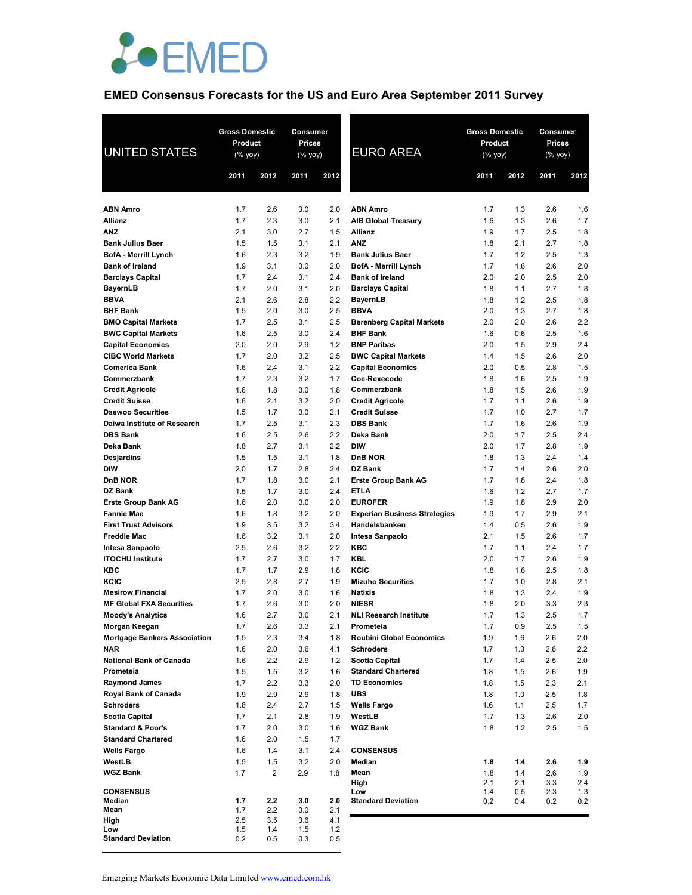EMED

## EMED Consensus Forecasts for the US and Euro Area September 2011 Survey

| UNITED STATES | Gross Domestic Product (% yoy) | | Consumer Prices (% yoy) | |
|---|---|---|---|---|
| | 2011 | 2012 | 2011 | 2012 |
| ABN Amro | 1.7 | 2.6 | 3.0 | 2.0 |
| Allianz | 1.7 | 2.3 | 3.0 | 2.1 |
| ANZ | 2.1 | 3.0 | 2.7 | 1.5 |
| Bank Julius Baer | 1.5 | 1.5 | 3.1 | 2.1 |
| BofA - Merrill Lynch | 1.6 | 2.3 | 3.2 | 1.9 |
| Bank of Ireland | 1.9 | 3.1 | 3.0 | 2.0 |
| Barclays Capital | 1.7 | 2.4 | 3.1 | 2.4 |
| BayernLB | 1.7 | 2.0 | 3.1 | 2.0 |
| BBVA | 2.1 | 2.6 | 2.8 | 2.2 |
| BHF Bank | 1.5 | 2.0 | 3.0 | 2.5 |
| BMO Capital Markets | 1.7 | 2.5 | 3.1 | 2.5 |
| BWC Capital Markets | 1.6 | 2.5 | 3.0 | 2.4 |
| Capital Economics | 2.0 | 2.0 | 2.9 | 1.2 |
| CIBC World Markets | 1.7 | 2.0 | 3.2 | 2.5 |
| Comerica Bank | 1.6 | 2.4 | 3.1 | 2.2 |
| Commerzbank | 1.7 | 2.3 | 3.2 | 1.7 |
| Credit Agricole | 1.6 | 1.8 | 3.0 | 1.8 |
| Credit Suisse | 1.6 | 2.1 | 3.2 | 2.0 |
| Daewoo Securities | 1.5 | 1.7 | 3.0 | 2.1 |
| Daiwa Institute of Research | 1.7 | 2.5 | 3.1 | 2.3 |
| DBS Bank | 1.6 | 2.5 | 2.6 | 2.2 |
| Deka Bank | 1.8 | 2.7 | 3.1 | 2.2 |
| Desjardins | 1.5 | 1.5 | 3.1 | 1.8 |
| DIW | 2.0 | 1.7 | 2.8 | 2.4 |
| DnB NOR | 1.7 | 1.8 | 3.0 | 2.1 |
| DZ Bank | 1.5 | 1.7 | 3.0 | 2.4 |
| Erste Group Bank AG | 1.6 | 2.0 | 3.0 | 2.0 |
| Fannie Mae | 1.6 | 1.8 | 3.2 | 2.0 |
| First Trust Advisors | 1.9 | 3.5 | 3.2 | 3.4 |
| Freddie Mac | 1.6 | 3.2 | 3.1 | 2.0 |
| Intesa Sanpaolo | 2.5 | 2.6 | 3.2 | 2.2 |
| ITOCHU Institute | 1.7 | 2.7 | 3.0 | 1.7 |
| KBC | 1.7 | 1.7 | 2.9 | 1.8 |
| KCIC | 2.5 | 2.8 | 2.7 | 1.9 |
| Mesirow Financial | 1.7 | 2.0 | 3.0 | 1.6 |
| MF Global FXA Securities | 1.7 | 2.6 | 3.0 | 2.0 |
| Moody's Analytics | 1.6 | 2.7 | 3.0 | 2.1 |
| Morgan Keegan | 1.7 | 2.6 | 3.3 | 2.1 |
| Mortgage Bankers Association | 1.5 | 2.3 | 3.4 | 1.8 |
| NAR | 1.6 | 2.0 | 3.6 | 4.1 |
| National Bank of Canada | 1.6 | 2.2 | 2.9 | 1.2 |
| Prometeia | 1.5 | 1.5 | 3.2 | 1.6 |
| Raymond James | 1.7 | 2.2 | 3.3 | 2.0 |
| Royal Bank of Canada | 1.9 | 2.9 | 2.9 | 1.8 |
| Schroders | 1.8 | 2.4 | 2.7 | 1.5 |
| Scotia Capital | 1.7 | 2.1 | 2.8 | 1.9 |
| Standard & Poor's | 1.7 | 2.0 | 3.0 | 1.6 |
| Standard Chartered | 1.6 | 2.0 | 1.5 | 1.7 |
| Wells Fargo | 1.6 | 1.4 | 3.1 | 2.4 |
| WestLB | 1.5 | 1.5 | 3.2 | 2.0 |
| WGZ Bank | 1.7 | 2 | 2.9 | 1.8 |
| **CONSENSUS** | | | | |
| **Median** | **1.7** | **2.2** | **3.0** | **2.0** |
| Mean | 1.7 | 2.2 | 3.0 | 2.1 |
| High | 2.5 | 3.5 | 3.6 | 4.1 |
| Low | 1.5 | 1.4 | 1.5 | 1.2 |
| Standard Deviation | 0.2 | 0.5 | 0.3 | 0.5 |

| EURO AREA | Gross Domestic Product (% yoy) | | Consumer Prices (% yoy) | |
|---|---|---|---|---|
| | 2011 | 2012 | 2011 | 2012 |
| ABN Amro | 1.7 | 1.3 | 2.6 | 1.6 |
| AIB Global Treasury | 1.6 | 1.3 | 2.6 | 1.7 |
| Allianz | 1.9 | 1.7 | 2.5 | 1.8 |
| ANZ | 1.8 | 2.1 | 2.7 | 1.8 |
| Bank Julius Baer | 1.7 | 1.2 | 2.5 | 1.3 |
| BofA - Merrill Lynch | 1.7 | 1.6 | 2.6 | 2.0 |
| Bank of Ireland | 2.0 | 2.0 | 2.5 | 2.0 |
| Barclays Capital | 1.8 | 1.1 | 2.7 | 1.8 |
| BayernLB | 1.8 | 1.2 | 2.5 | 1.8 |
| BBVA | 2.0 | 1.3 | 2.7 | 1.8 |
| Berenberg Capital Markets | 2.0 | 2.0 | 2.6 | 2.2 |
| BHF Bank | 1.6 | 0.6 | 2.5 | 1.6 |
| BNP Paribas | 2.0 | 1.5 | 2.9 | 2.4 |
| BWC Capital Markets | 1.4 | 1.5 | 2.6 | 2.0 |
| Capital Economics | 2.0 | 0.5 | 2.8 | 1.5 |
| Coe-Rexecode | 1.8 | 1.6 | 2.5 | 1.9 |
| Commerzbank | 1.8 | 1.5 | 2.6 | 1.9 |
| Credit Agricole | 1.7 | 1.1 | 2.6 | 1.9 |
| Credit Suisse | 1.7 | 1.0 | 2.7 | 1.7 |
| DBS Bank | 1.7 | 1.6 | 2.6 | 1.9 |
| Deka Bank | 2.0 | 1.7 | 2.5 | 2.4 |
| DIW | 2.0 | 1.7 | 2.8 | 1.9 |
| DnB NOR | 1.8 | 1.3 | 2.4 | 1.4 |
| DZ Bank | 1.7 | 1.4 | 2.6 | 2.0 |
| Erste Group Bank AG | 1.7 | 1.8 | 2.4 | 1.8 |
| ETLA | 1.6 | 1.2 | 2.7 | 1.7 |
| EUROFER | 1.9 | 1.8 | 2.9 | 2.0 |
| Experian Business Strategies | 1.9 | 1.7 | 2.9 | 2.1 |
| Handelsbanken | 1.4 | 0.5 | 2.6 | 1.9 |
| Intesa Sanpaolo | 2.1 | 1.5 | 2.6 | 1.7 |
| KBC | 1.7 | 1.1 | 2.4 | 1.7 |
| KBL | 2.0 | 1.7 | 2.6 | 1.9 |
| KCIC | 1.8 | 1.6 | 2.5 | 1.8 |
| Mizuho Securities | 1.7 | 1.0 | 2.8 | 2.1 |
| Natixis | 1.8 | 1.3 | 2.4 | 1.9 |
| NIESR | 1.8 | 2.0 | 3.3 | 2.3 |
| NLI Research Institute | 1.7 | 1.3 | 2.5 | 1.7 |
| Prometeia | 1.7 | 0.9 | 2.5 | 1.5 |
| Roubini Global Economics | 1.9 | 1.6 | 2.6 | 2.0 |
| Schroders | 1.7 | 1.3 | 2.8 | 2.2 |
| Scotia Capital | 1.7 | 1.4 | 2.5 | 2.0 |
| Standard Chartered | 1.8 | 1.5 | 2.6 | 1.9 |
| TD Economics | 1.8 | 1.5 | 2.3 | 2.1 |
| UBS | 1.8 | 1.0 | 2.5 | 1.8 |
| Wells Fargo | 1.6 | 1.1 | 2.5 | 1.7 |
| WestLB | 1.7 | 1.3 | 2.6 | 2.0 |
| WGZ Bank | 1.8 | 1.2 | 2.5 | 1.5 |
| **CONSENSUS** | | | | |
| **Median** | **1.8** | **1.4** | **2.6** | **1.9** |
| Mean | 1.8 | 1.4 | 2.6 | 1.9 |
| High | 2.1 | 2.1 | 3.3 | 2.4 |
| Low | 1.4 | 0.5 | 2.3 | 1.3 |
| Standard Deviation | 0.2 | 0.4 | 0.2 | 0.2 |

Emerging Markets Economic Data Limited www.emed.com.hk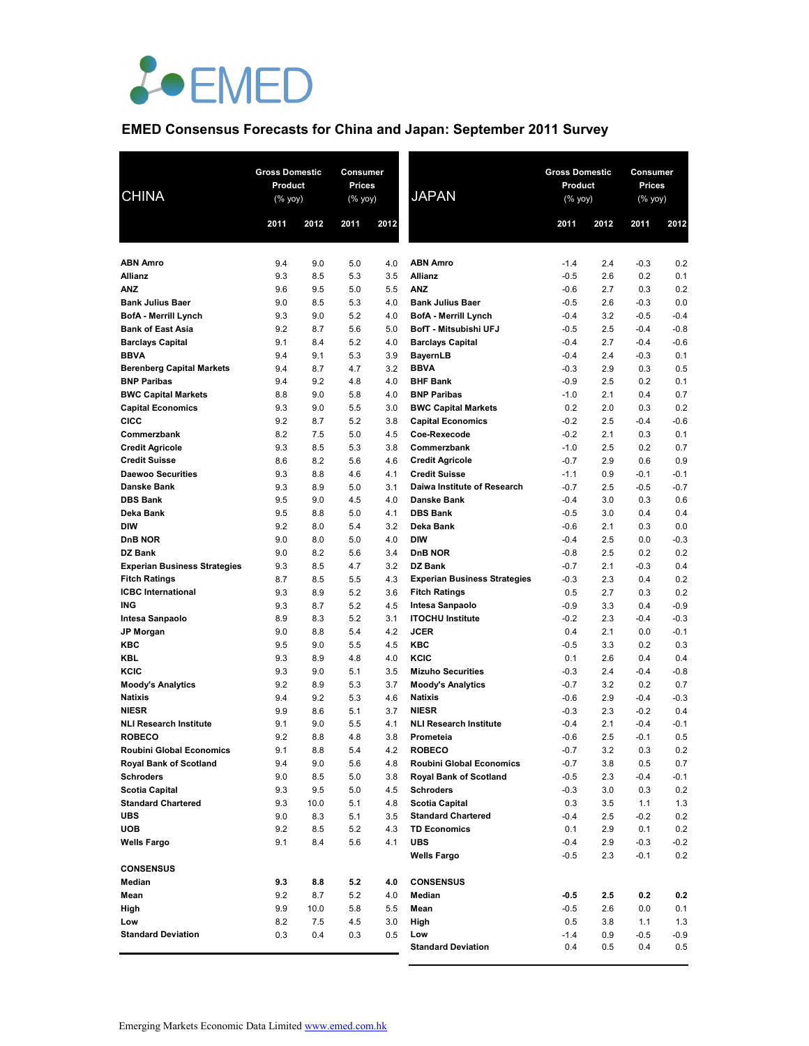EMED

## EMED Consensus Forecasts for China and Japan: September 2011 Survey

| CHINA | Gross Domestic Product (% yoy) | | Consumer Prices (% yoy) | |
|---|---|---|---|---|
| | 2011 | 2012 | 2011 | 2012 |
| **ABN Amro** | 9.4 | 9.0 | 5.0 | 4.0 |
| **Allianz** | 9.3 | 8.5 | 5.3 | 3.5 |
| **ANZ** | 9.6 | 9.5 | 5.0 | 5.5 |
| **Bank Julius Baer** | 9.0 | 8.5 | 5.3 | 4.0 |
| **BofA - Merrill Lynch** | 9.3 | 9.0 | 5.2 | 4.0 |
| **Bank of East Asia** | 9.2 | 8.7 | 5.6 | 5.0 |
| **Barclays Capital** | 9.1 | 8.4 | 5.2 | 4.0 |
| **BBVA** | 9.4 | 9.1 | 5.3 | 3.9 |
| **Berenberg Capital Markets** | 9.4 | 8.7 | 4.7 | 3.2 |
| **BNP Paribas** | 9.4 | 9.2 | 4.8 | 4.0 |
| **BWC Capital Markets** | 8.8 | 9.0 | 5.8 | 4.0 |
| **Capital Economics** | 9.3 | 9.0 | 5.5 | 3.0 |
| **CICC** | 9.2 | 8.7 | 5.2 | 3.8 |
| **Commerzbank** | 8.2 | 7.5 | 5.0 | 4.5 |
| **Credit Agricole** | 9.3 | 8.5 | 5.3 | 3.8 |
| **Credit Suisse** | 8.6 | 8.2 | 5.6 | 4.6 |
| **Daewoo Securities** | 9.3 | 8.8 | 4.6 | 4.1 |
| **Danske Bank** | 9.3 | 8.9 | 5.0 | 3.1 |
| **DBS Bank** | 9.5 | 9.0 | 4.5 | 4.0 |
| **Deka Bank** | 9.5 | 8.8 | 5.0 | 4.1 |
| **DIW** | 9.2 | 8.0 | 5.4 | 3.2 |
| **DnB NOR** | 9.0 | 8.0 | 5.0 | 4.0 |
| **DZ Bank** | 9.0 | 8.2 | 5.6 | 3.4 |
| **Experian Business Strategies** | 9.3 | 8.5 | 4.7 | 3.2 |
| **Fitch Ratings** | 8.7 | 8.5 | 5.5 | 4.3 |
| **ICBC International** | 9.3 | 8.9 | 5.2 | 3.6 |
| **ING** | 9.3 | 8.7 | 5.2 | 4.5 |
| **Intesa Sanpaolo** | 8.9 | 8.3 | 5.2 | 3.1 |
| **JP Morgan** | 9.0 | 8.8 | 5.4 | 4.2 |
| **KBC** | 9.5 | 9.0 | 5.5 | 4.5 |
| **KBL** | 9.3 | 8.9 | 4.8 | 4.0 |
| **KCIC** | 9.3 | 9.0 | 5.1 | 3.5 |
| **Moody's Analytics** | 9.2 | 8.9 | 5.3 | 3.7 |
| **Natixis** | 9.4 | 9.2 | 5.3 | 4.6 |
| **NIESR** | 9.9 | 8.6 | 5.1 | 3.7 |
| **NLI Research Institute** | 9.1 | 9.0 | 5.5 | 4.1 |
| **ROBECO** | 9.2 | 8.8 | 4.8 | 3.8 |
| **Roubini Global Economics** | 9.1 | 8.8 | 5.4 | 4.2 |
| **Royal Bank of Scotland** | 9.4 | 9.0 | 5.6 | 4.8 |
| **Schroders** | 9.0 | 8.5 | 5.0 | 3.8 |
| **Scotia Capital** | 9.3 | 9.5 | 5.0 | 4.5 |
| **Standard Chartered** | 9.3 | 10.0 | 5.1 | 4.8 |
| **UBS** | 9.0 | 8.3 | 5.1 | 3.5 |
| **UOB** | 9.2 | 8.5 | 5.2 | 4.3 |
| **Wells Fargo** | 9.1 | 8.4 | 5.6 | 4.1 |
| **CONSENSUS** | | | | |
| **Median** | **9.3** | **8.8** | **5.2** | **4.0** |
| **Mean** | 9.2 | 8.7 | 5.2 | 4.0 |
| **High** | 9.9 | 10.0 | 5.8 | 5.5 |
| **Low** | 8.2 | 7.5 | 4.5 | 3.0 |
| **Standard Deviation** | 0.3 | 0.4 | 0.3 | 0.5 |

| JAPAN | Gross Domestic Product (% yoy) | | Consumer Prices (% yoy) | |
|---|---|---|---|---|
| | 2011 | 2012 | 2011 | 2012 |
| **ABN Amro** | -1.4 | 2.4 | -0.3 | 0.2 |
| **Allianz** | -0.5 | 2.6 | 0.2 | 0.1 |
| **ANZ** | -0.6 | 2.7 | 0.3 | 0.2 |
| **Bank Julius Baer** | -0.5 | 2.6 | -0.3 | 0.0 |
| **BofA - Merrill Lynch** | -0.4 | 3.2 | -0.5 | -0.4 |
| **BofT - Mitsubishi UFJ** | -0.5 | 2.5 | -0.4 | -0.8 |
| **Barclays Capital** | -0.4 | 2.7 | -0.4 | -0.6 |
| **BayernLB** | -0.4 | 2.4 | -0.3 | 0.1 |
| **BBVA** | -0.3 | 2.9 | 0.3 | 0.5 |
| **BHF Bank** | -0.9 | 2.5 | 0.2 | 0.1 |
| **BNP Paribas** | -1.0 | 2.1 | 0.4 | 0.7 |
| **BWC Capital Markets** | 0.2 | 2.0 | 0.3 | 0.2 |
| **Capital Economics** | -0.2 | 2.5 | -0.4 | -0.6 |
| **Coe-Rexecode** | -0.2 | 2.1 | 0.3 | 0.1 |
| **Commerzbank** | -1.0 | 2.5 | 0.2 | 0.7 |
| **Credit Agricole** | -0.7 | 2.9 | 0.6 | 0.9 |
| **Credit Suisse** | -1.1 | 0.9 | -0.1 | -0.1 |
| **Daiwa Institute of Research** | -0.7 | 2.5 | -0.5 | -0.7 |
| **Danske Bank** | -0.4 | 3.0 | 0.3 | 0.6 |
| **DBS Bank** | -0.5 | 3.0 | 0.4 | 0.4 |
| **Deka Bank** | -0.6 | 2.1 | 0.3 | 0.0 |
| **DIW** | -0.4 | 2.5 | 0.0 | -0.3 |
| **DnB NOR** | -0.8 | 2.5 | 0.2 | 0.2 |
| **DZ Bank** | -0.7 | 2.1 | -0.3 | 0.4 |
| **Experian Business Strategies** | -0.3 | 2.3 | 0.4 | 0.2 |
| **Fitch Ratings** | 0.5 | 2.7 | 0.3 | 0.2 |
| **Intesa Sanpaolo** | -0.9 | 3.3 | 0.4 | -0.9 |
| **ITOCHU Institute** | -0.2 | 2.3 | -0.4 | -0.3 |
| **JCER** | 0.4 | 2.1 | 0.0 | -0.1 |
| **KBC** | -0.5 | 3.3 | 0.2 | 0.3 |
| **KCIC** | 0.1 | 2.6 | 0.4 | 0.4 |
| **Mizuho Securities** | -0.3 | 2.4 | -0.4 | -0.8 |
| **Moody's Analytics** | -0.7 | 3.2 | 0.2 | 0.7 |
| **Natixis** | -0.6 | 2.9 | -0.4 | -0.3 |
| **NIESR** | -0.3 | 2.3 | -0.2 | 0.4 |
| **NLI Research Institute** | -0.4 | 2.1 | -0.4 | -0.1 |
| **Prometeia** | -0.6 | 2.5 | -0.1 | 0.5 |
| **ROBECO** | -0.7 | 3.2 | 0.3 | 0.2 |
| **Roubini Global Economics** | -0.7 | 3.8 | 0.5 | 0.7 |
| **Royal Bank of Scotland** | -0.5 | 2.3 | -0.4 | -0.1 |
| **Schroders** | -0.3 | 3.0 | 0.3 | 0.2 |
| **Scotia Capital** | 0.3 | 3.5 | 1.1 | 1.3 |
| **Standard Chartered** | -0.4 | 2.5 | -0.2 | 0.2 |
| **TD Economics** | 0.1 | 2.9 | 0.1 | 0.2 |
| **UBS** | -0.4 | 2.9 | -0.3 | -0.2 |
| **Wells Fargo** | -0.5 | 2.3 | -0.1 | 0.2 |
| **CONSENSUS** | | | | |
| **Median** | **-0.5** | **2.5** | **0.2** | **0.2** |
| **Mean** | -0.5 | 2.6 | 0.0 | 0.1 |
| **High** | 0.5 | 3.8 | 1.1 | 1.3 |
| **Low** | -1.4 | 0.9 | -0.5 | -0.9 |
| **Standard Deviation** | 0.4 | 0.5 | 0.4 | 0.5 |

Emerging Markets Economic Data Limited www.emed.com.hk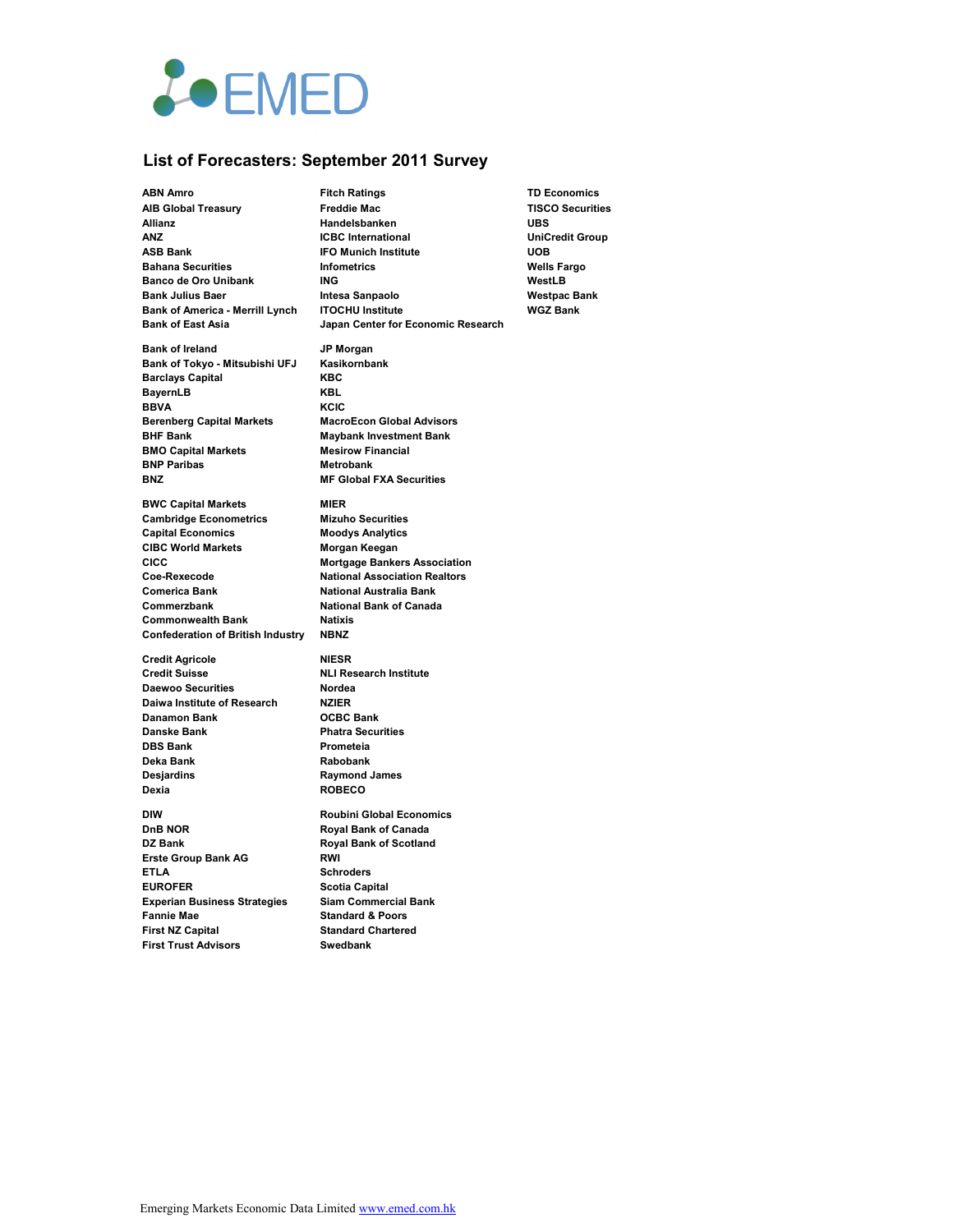EMED

## List of Forecasters: September 2011 Survey

ABN Amro
AIB Global Treasury
Allianz
ANZ
ASB Bank
Bahana Securities
Banco de Oro Unibank
Bank Julius Baer
Bank of America - Merrill Lynch
Bank of East Asia

Bank of Ireland
Bank of Tokyo - Mitsubishi UFJ
Barclays Capital
BayernLB
BBVA
Berenberg Capital Markets
BHF Bank
BMO Capital Markets
BNP Paribas
BNZ

BWC Capital Markets
Cambridge Econometrics
Capital Economics
CIBC World Markets
CICC
Coe-Rexecode
Comerica Bank
Commerzbank
Commonwealth Bank
Confederation of British Industry

Credit Agricole
Credit Suisse
Daewoo Securities
Daiwa Institute of Research
Danamon Bank
Danske Bank
DBS Bank
Deka Bank
Desjardins
Dexia

DIW
DnB NOR
DZ Bank
Erste Group Bank AG
ETLA
EUROFER
Experian Business Strategies
Fannie Mae
First NZ Capital
First Trust Advisors

Fitch Ratings
Freddie Mac
Handelsbanken
ICBC International
IFO Munich Institute
Infometrics
ING
Intesa Sanpaolo
ITOCHU Institute
Japan Center for Economic Research

JP Morgan
Kasikornbank
KBC
KBL
KCIC
MacroEcon Global Advisors
Maybank Investment Bank
Mesirow Financial
Metrobank
MF Global FXA Securities

MIER
Mizuho Securities
Moodys Analytics
Morgan Keegan
Mortgage Bankers Association
National Association Realtors
National Australia Bank
National Bank of Canada
Natixis
NBNZ

NIESR
NLI Research Institute
Nordea
NZIER
OCBC Bank
Phatra Securities
Prometeia
Rabobank
Raymond James
ROBECO

Roubini Global Economics
Royal Bank of Canada
Royal Bank of Scotland
RWI
Schroders
Scotia Capital
Siam Commercial Bank
Standard & Poors
Standard Chartered
Swedbank

TD Economics
TISCO Securities
UBS
UniCredit Group
UOB
Wells Fargo
WestLB
Westpac Bank
WGZ Bank

Emerging Markets Economic Data Limited www.emed.com.hk